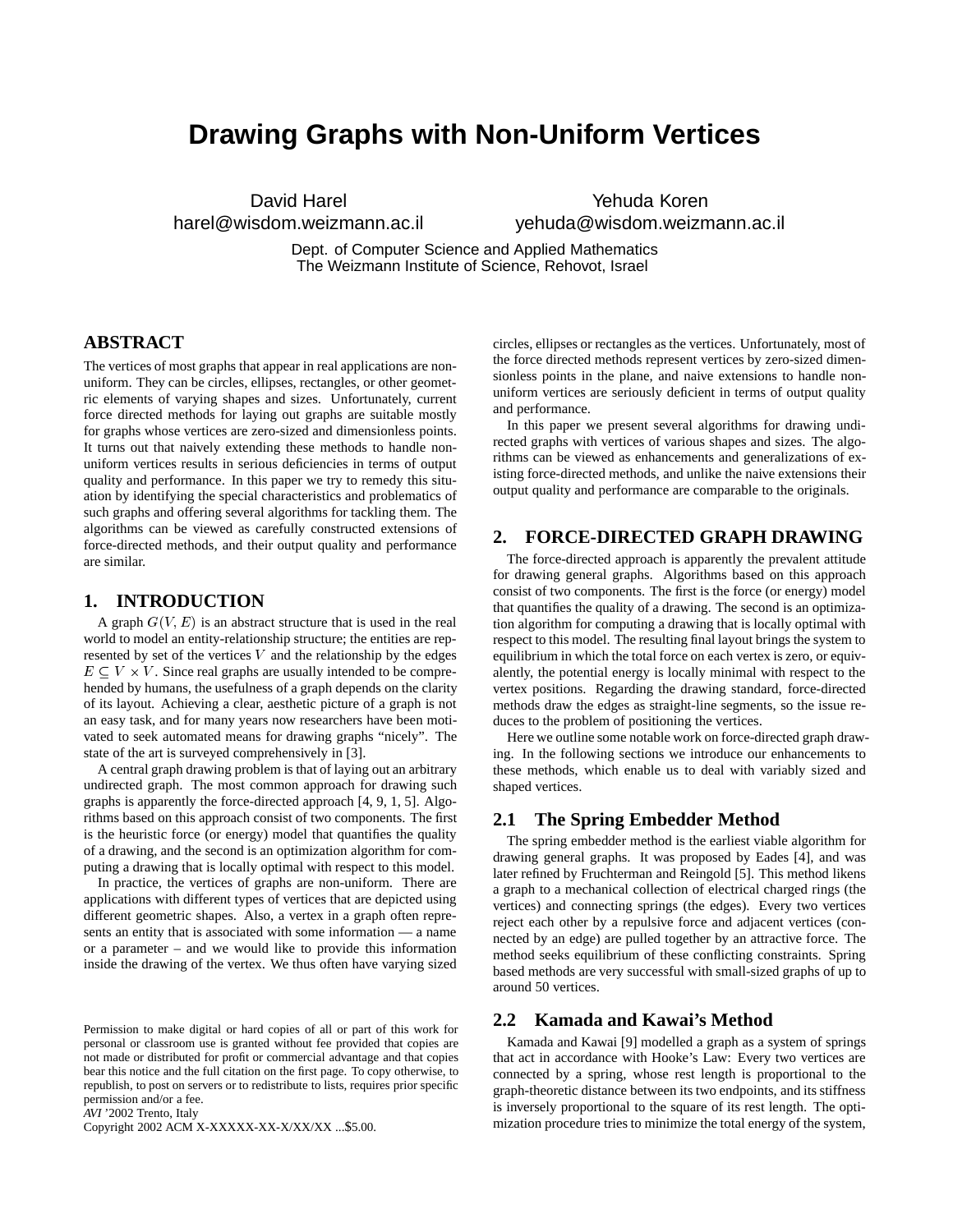# Drawing Graphs with Non-Uniform Vertices

David Harel
harel@wisdom.weizmann.ac.il

Yehuda Koren
yehuda@wisdom.weizmann.ac.il

Dept. of Computer Science and Applied Mathematics
The Weizmann Institute of Science, Rehovot, Israel

## ABSTRACT

The vertices of most graphs that appear in real applications are non-uniform. They can be circles, ellipses, rectangles, or other geometric elements of varying shapes and sizes. Unfortunately, current force directed methods for laying out graphs are suitable mostly for graphs whose vertices are zero-sized and dimensionless points. It turns out that naively extending these methods to handle non-uniform vertices results in serious deficiencies in terms of output quality and performance. In this paper we try to remedy this situation by identifying the special characteristics and problematics of such graphs and offering several algorithms for tackling them. The algorithms can be viewed as carefully constructed extensions of force-directed methods, and their output quality and performance are similar.

## 1. INTRODUCTION

A graph $G(V, E)$ is an abstract structure that is used in the real world to model an entity-relationship structure; the entities are represented by set of the vertices $V$ and the relationship by the edges $E \subseteq V \times V$. Since real graphs are usually intended to be comprehended by humans, the usefulness of a graph depends on the clarity of its layout. Achieving a clear, aesthetic picture of a graph is not an easy task, and for many years now researchers have been motivated to seek automated means for drawing graphs "nicely". The state of the art is surveyed comprehensively in [3].

A central graph drawing problem is that of laying out an arbitrary undirected graph. The most common approach for drawing such graphs is apparently the force-directed approach [4, 9, 1, 5]. Algorithms based on this approach consist of two components. The first is the heuristic force (or energy) model that quantifies the quality of a drawing, and the second is an optimization algorithm for computing a drawing that is locally optimal with respect to this model.

In practice, the vertices of graphs are non-uniform. There are applications with different types of vertices that are depicted using different geometric shapes. Also, a vertex in a graph often represents an entity that is associated with some information — a name or a parameter – and we would like to provide this information inside the drawing of the vertex. We thus often have varying sized circles, ellipses or rectangles as the vertices. Unfortunately, most of the force directed methods represent vertices by zero-sized dimensionless points in the plane, and naive extensions to handle non-uniform vertices are seriously deficient in terms of output quality and performance.

In this paper we present several algorithms for drawing undirected graphs with vertices of various shapes and sizes. The algorithms can be viewed as enhancements and generalizations of existing force-directed methods, and unlike the naive extensions their output quality and performance are comparable to the originals.

Permission to make digital or hard copies of all or part of this work for personal or classroom use is granted without fee provided that copies are not made or distributed for profit or commercial advantage and that copies bear this notice and the full citation on the first page. To copy otherwise, to republish, to post on servers or to redistribute to lists, requires prior specific permission and/or a fee.
*AVI* '2002 Trento, Italy
Copyright 2002 ACM X-XXXXX-XX-X/XX/XX ...$5.00.

## 2. FORCE-DIRECTED GRAPH DRAWING

The force-directed approach is apparently the prevalent attitude for drawing general graphs. Algorithms based on this approach consist of two components. The first is the force (or energy) model that quantifies the quality of a drawing. The second is an optimization algorithm for computing a drawing that is locally optimal with respect to this model. The resulting final layout brings the system to equilibrium in which the total force on each vertex is zero, or equivalently, the potential energy is locally minimal with respect to the vertex positions. Regarding the drawing standard, force-directed methods draw the edges as straight-line segments, so the issue reduces to the problem of positioning the vertices.

Here we outline some notable work on force-directed graph drawing. In the following sections we introduce our enhancements to these methods, which enable us to deal with variably sized and shaped vertices.

### 2.1 The Spring Embedder Method

The spring embedder method is the earliest viable algorithm for drawing general graphs. It was proposed by Eades [4], and was later refined by Fruchterman and Reingold [5]. This method likens a graph to a mechanical collection of electrical charged rings (the vertices) and connecting springs (the edges). Every two vertices reject each other by a repulsive force and adjacent vertices (connected by an edge) are pulled together by an attractive force. The method seeks equilibrium of these conflicting constraints. Spring based methods are very successful with small-sized graphs of up to around 50 vertices.

### 2.2 Kamada and Kawai's Method

Kamada and Kawai [9] modelled a graph as a system of springs that act in accordance with Hooke's Law: Every two vertices are connected by a spring, whose rest length is proportional to the graph-theoretic distance between its two endpoints, and its stiffness is inversely proportional to the square of its rest length. The optimization procedure tries to minimize the total energy of the system,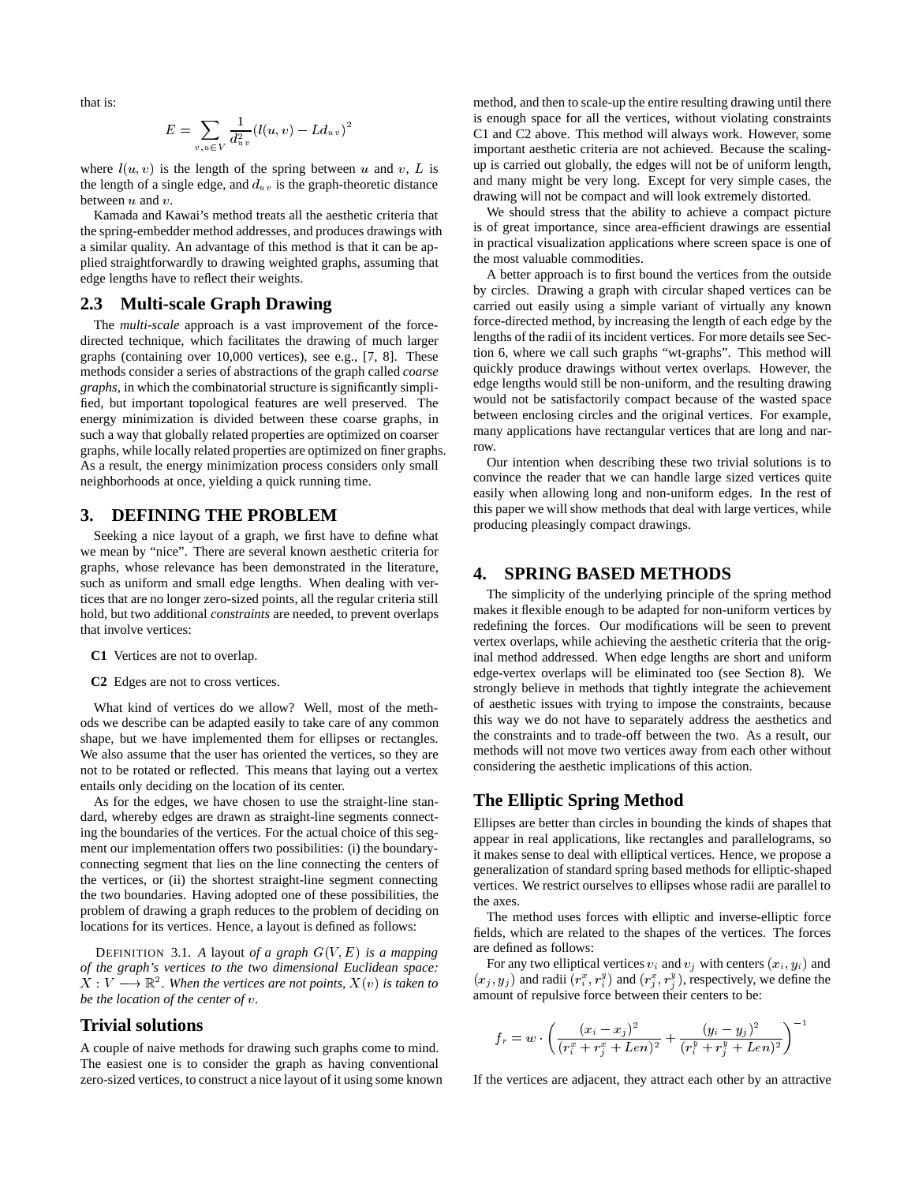that is:

$$E = \sum_{v,u \in V} \frac{1}{d_{uv}^2}(l(u,v) - L d_{uv})^2$$

where $l(u,v)$ is the length of the spring between $u$ and $v$, $L$ is the length of a single edge, and $d_{uv}$ is the graph-theoretic distance between $u$ and $v$.

Kamada and Kawai's method treats all the aesthetic criteria that the spring-embedder method addresses, and produces drawings with a similar quality. An advantage of this method is that it can be applied straightforwardly to drawing weighted graphs, assuming that edge lengths have to reflect their weights.

## 2.3 Multi-scale Graph Drawing

The *multi-scale* approach is a vast improvement of the force-directed technique, which facilitates the drawing of much larger graphs (containing over 10,000 vertices), see e.g., [7, 8]. These methods consider a series of abstractions of the graph called *coarse graphs*, in which the combinatorial structure is significantly simplified, but important topological features are well preserved. The energy minimization is divided between these coarse graphs, in such a way that globally related properties are optimized on coarser graphs, while locally related properties are optimized on finer graphs. As a result, the energy minimization process considers only small neighborhoods at once, yielding a quick running time.

# 3. DEFINING THE PROBLEM

Seeking a nice layout of a graph, we first have to define what we mean by "nice". There are several known aesthetic criteria for graphs, whose relevance has been demonstrated in the literature, such as uniform and small edge lengths. When dealing with vertices that are no longer zero-sized points, all the regular criteria still hold, but two additional *constraints* are needed, to prevent overlaps that involve vertices:

**C1** Vertices are not to overlap.

**C2** Edges are not to cross vertices.

What kind of vertices do we allow? Well, most of the methods we describe can be adapted easily to take care of any common shape, but we have implemented them for ellipses or rectangles. We also assume that the user has oriented the vertices, so they are not to be rotated or reflected. This means that laying out a vertex entails only deciding on the location of its center.

As for the edges, we have chosen to use the straight-line standard, whereby edges are drawn as straight-line segments connecting the boundaries of the vertices. For the actual choice of this segment our implementation offers two possibilities: (i) the boundary-connecting segment that lies on the line connecting the centers of the vertices, or (ii) the shortest straight-line segment connecting the two boundaries. Having adopted one of these possibilities, the problem of drawing a graph reduces to the problem of deciding on locations for its vertices. Hence, a layout is defined as follows:

DEFINITION 3.1. *A* layout *of a graph $G(V, E)$ is a mapping of the graph's vertices to the two dimensional Euclidean space: $X : V \longrightarrow \mathbb{R}^2$. When the vertices are not points, $X(v)$ is taken to be the location of the center of $v$.*

## Trivial solutions

A couple of naive methods for drawing such graphs come to mind. The easiest one is to consider the graph as having conventional zero-sized vertices, to construct a nice layout of it using some known method, and then to scale-up the entire resulting drawing until there is enough space for all the vertices, without violating constraints C1 and C2 above. This method will always work. However, some important aesthetic criteria are not achieved. Because the scaling-up is carried out globally, the edges will not be of uniform length, and many might be very long. Except for very simple cases, the drawing will not be compact and will look extremely distorted.

We should stress that the ability to achieve a compact picture is of great importance, since area-efficient drawings are essential in practical visualization applications where screen space is one of the most valuable commodities.

A better approach is to first bound the vertices from the outside by circles. Drawing a graph with circular shaped vertices can be carried out easily using a simple variant of virtually any known force-directed method, by increasing the length of each edge by the lengths of the radii of its incident vertices. For more details see Section 6, where we call such graphs "wt-graphs". This method will quickly produce drawings without vertex overlaps. However, the edge lengths would still be non-uniform, and the resulting drawing would not be satisfactorily compact because of the wasted space between enclosing circles and the original vertices. For example, many applications have rectangular vertices that are long and narrow.

Our intention when describing these two trivial solutions is to convince the reader that we can handle large sized vertices quite easily when allowing long and non-uniform edges. In the rest of this paper we will show methods that deal with large vertices, while producing pleasingly compact drawings.

# 4. SPRING BASED METHODS

The simplicity of the underlying principle of the spring method makes it flexible enough to be adapted for non-uniform vertices by redefining the forces. Our modifications will be seen to prevent vertex overlaps, while achieving the aesthetic criteria that the original method addressed. When edge lengths are short and uniform edge-vertex overlaps will be eliminated too (see Section 8). We strongly believe in methods that tightly integrate the achievement of aesthetic issues with trying to impose the constraints, because this way we do not have to separately address the aesthetics and the constraints and to trade-off between the two. As a result, our methods will not move two vertices away from each other without considering the aesthetic implications of this action.

## The Elliptic Spring Method

Ellipses are better than circles in bounding the kinds of shapes that appear in real applications, like rectangles and parallelograms, so it makes sense to deal with elliptical vertices. Hence, we propose a generalization of standard spring based methods for elliptic-shaped vertices. We restrict ourselves to ellipses whose radii are parallel to the axes.

The method uses forces with elliptic and inverse-elliptic force fields, which are related to the shapes of the vertices. The forces are defined as follows:

For any two elliptical vertices $v_i$ and $v_j$ with centers $(x_i, y_i)$ and $(x_j, y_j)$ and radii $(r_i^x, r_i^y)$ and $(r_j^x, r_j^y)$, respectively, we define the amount of repulsive force between their centers to be:

$$f_r = w \cdot \left( \frac{(x_i - x_j)^2}{(r_i^x + r_j^x + Len)^2} + \frac{(y_i - y_j)^2}{(r_i^y + r_j^y + Len)^2} \right)^{-1}$$

If the vertices are adjacent, they attract each other by an attractive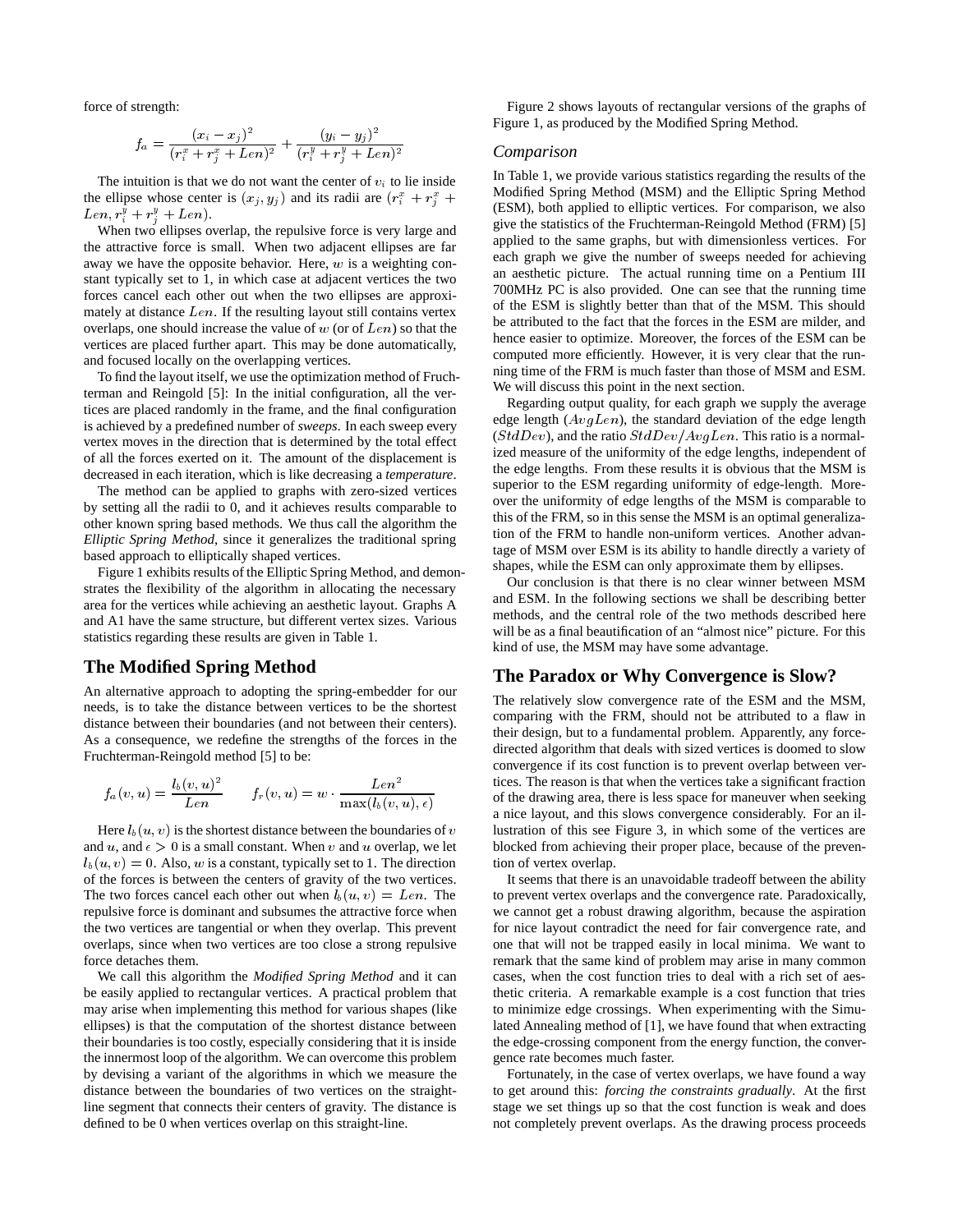force of strength:

$$f_a = \frac{(x_i - x_j)^2}{(r_i^x + r_j^x + Len)^2} + \frac{(y_i - y_j)^2}{(r_i^y + r_j^y + Len)^2}$$

The intuition is that we do not want the center of $v_i$ to lie inside the ellipse whose center is $(x_j, y_j)$ and its radii are $(r_i^x + r_j^x + Len, r_i^y + r_j^y + Len)$.

When two ellipses overlap, the repulsive force is very large and the attractive force is small. When two adjacent ellipses are far away we have the opposite behavior. Here, $w$ is a weighting constant typically set to 1, in which case at adjacent vertices the two forces cancel each other out when the two ellipses are approximately at distance $Len$. If the resulting layout still contains vertex overlaps, one should increase the value of $w$ (or of $Len$) so that the vertices are placed further apart. This may be done automatically, and focused locally on the overlapping vertices.

To find the layout itself, we use the optimization method of Fruchterman and Reingold [5]: In the initial configuration, all the vertices are placed randomly in the frame, and the final configuration is achieved by a predefined number of *sweeps*. In each sweep every vertex moves in the direction that is determined by the total effect of all the forces exerted on it. The amount of the displacement is decreased in each iteration, which is like decreasing a *temperature*.

The method can be applied to graphs with zero-sized vertices by setting all the radii to 0, and it achieves results comparable to other known spring based methods. We thus call the algorithm the *Elliptic Spring Method*, since it generalizes the traditional spring based approach to elliptically shaped vertices.

Figure 1 exhibits results of the Elliptic Spring Method, and demonstrates the flexibility of the algorithm in allocating the necessary area for the vertices while achieving an aesthetic layout. Graphs A and A1 have the same structure, but different vertex sizes. Various statistics regarding these results are given in Table 1.

## The Modified Spring Method

An alternative approach to adopting the spring-embedder for our needs, is to take the distance between vertices to be the shortest distance between their boundaries (and not between their centers). As a consequence, we redefine the strengths of the forces in the Fruchterman-Reingold method [5] to be:

$$f_a(v,u) = \frac{l_b(v,u)^2}{Len} \qquad f_r(v,u) = w \cdot \frac{Len^2}{\max(l_b(v,u), \epsilon)}$$

Here $l_b(u,v)$ is the shortest distance between the boundaries of $v$ and $u$, and $\epsilon > 0$ is a small constant. When $v$ and $u$ overlap, we let $l_b(u,v) = 0$. Also, $w$ is a constant, typically set to 1. The direction of the forces is between the centers of gravity of the two vertices. The two forces cancel each other out when $l_b(u,v) = Len$. The repulsive force is dominant and subsumes the attractive force when the two vertices are tangential or when they overlap. This prevent overlaps, since when two vertices are too close a strong repulsive force detaches them.

We call this algorithm the *Modified Spring Method* and it can be easily applied to rectangular vertices. A practical problem that may arise when implementing this method for various shapes (like ellipses) is that the computation of the shortest distance between their boundaries is too costly, especially considering that it is inside the innermost loop of the algorithm. We can overcome this problem by devising a variant of the algorithms in which we measure the distance between the boundaries of two vertices on the straight-line segment that connects their centers of gravity. The distance is defined to be 0 when vertices overlap on this straight-line.

Figure 2 shows layouts of rectangular versions of the graphs of Figure 1, as produced by the Modified Spring Method.

### *Comparison*

In Table 1, we provide various statistics regarding the results of the Modified Spring Method (MSM) and the Elliptic Spring Method (ESM), both applied to elliptic vertices. For comparison, we also give the statistics of the Fruchterman-Reingold Method (FRM) [5] applied to the same graphs, but with dimensionless vertices. For each graph we give the number of sweeps needed for achieving an aesthetic picture. The actual running time on a Pentium III 700MHz PC is also provided. One can see that the running time of the ESM is slightly better than that of the MSM. This should be attributed to the fact that the forces in the ESM are milder, and hence easier to optimize. Moreover, the forces of the ESM can be computed more efficiently. However, it is very clear that the running time of the FRM is much faster than those of MSM and ESM. We will discuss this point in the next section.

Regarding output quality, for each graph we supply the average edge length ($AvgLen$), the standard deviation of the edge length ($StdDev$), and the ratio $StdDev/AvgLen$. This ratio is a normalized measure of the uniformity of the edge lengths, independent of the edge lengths. From these results it is obvious that the MSM is superior to the ESM regarding uniformity of edge-length. Moreover the uniformity of edge lengths of the MSM is comparable to this of the FRM, so in this sense the MSM is an optimal generalization of the FRM to handle non-uniform vertices. Another advantage of MSM over ESM is its ability to handle directly a variety of shapes, while the ESM can only approximate them by ellipses.

Our conclusion is that there is no clear winner between MSM and ESM. In the following sections we shall be describing better methods, and the central role of the two methods described here will be as a final beautification of an "almost nice" picture. For this kind of use, the MSM may have some advantage.

## The Paradox or Why Convergence is Slow?

The relatively slow convergence rate of the ESM and the MSM, comparing with the FRM, should not be attributed to a flaw in their design, but to a fundamental problem. Apparently, any force-directed algorithm that deals with sized vertices is doomed to slow convergence if its cost function is to prevent overlap between vertices. The reason is that when the vertices take a significant fraction of the drawing area, there is less space for maneuver when seeking a nice layout, and this slows convergence considerably. For an illustration of this see Figure 3, in which some of the vertices are blocked from achieving their proper place, because of the prevention of vertex overlap.

It seems that there is an unavoidable tradeoff between the ability to prevent vertex overlaps and the convergence rate. Paradoxically, we cannot get a robust drawing algorithm, because the aspiration for nice layout contradict the need for fair convergence rate, and one that will not be trapped easily in local minima. We want to remark that the same kind of problem may arise in many common cases, when the cost function tries to deal with a rich set of aesthetic criteria. A remarkable example is a cost function that tries to minimize edge crossings. When experimenting with the Simulated Annealing method of [1], we have found that when extracting the edge-crossing component from the energy function, the convergence rate becomes much faster.

Fortunately, in the case of vertex overlaps, we have found a way to get around this: *forcing the constraints gradually*. At the first stage we set things up so that the cost function is weak and does not completely prevent overlaps. As the drawing process proceeds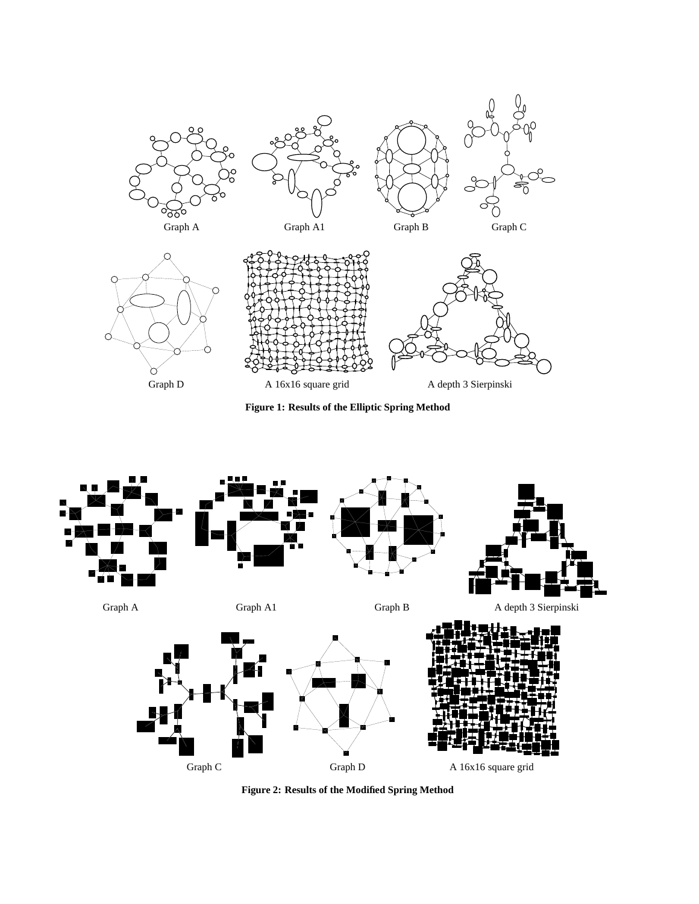Graph A

Graph A1

Graph B

Graph C

Graph D

A 16x16 square grid

A depth 3 Sierpinski

**Figure 1: Results of the Elliptic Spring Method**

Graph A

Graph A1

Graph B

A depth 3 Sierpinski

Graph C

Graph D

A 16x16 square grid

**Figure 2: Results of the Modified Spring Method**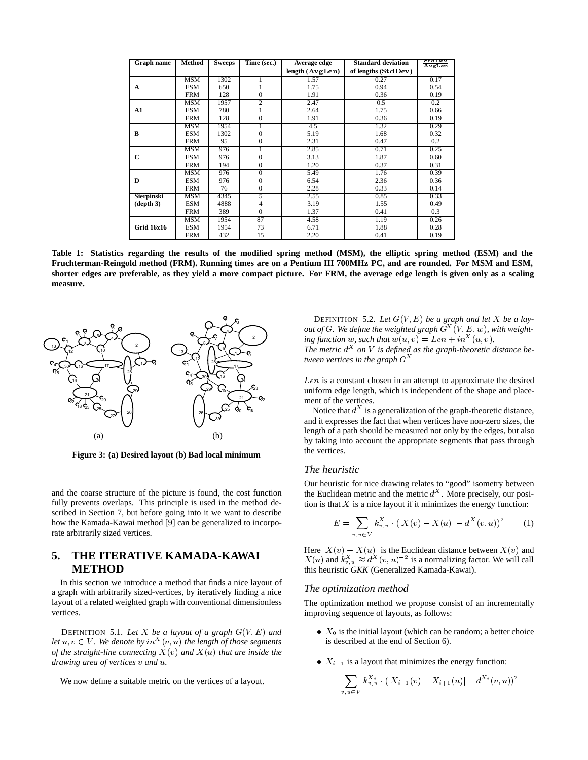| Graph name | Method | Sweeps | Time (sec.) | Average edge length (AvgLen) | Standard deviation of lengths (StdDev) | $\frac{\text{StdDev}}{\text{AvgLen}}$ |
|---|---|---|---|---|---|---|
| **A** | MSM | 1302 | 1 | 1.57 | 0.27 | 0.17 |
| | ESM | 650 | 1 | 1.75 | 0.94 | 0.54 |
| | FRM | 128 | 0 | 1.91 | 0.36 | 0.19 |
| **A1** | MSM | 1957 | 2 | 2.47 | 0.5 | 0.2 |
| | ESM | 780 | 1 | 2.64 | 1.75 | 0.66 |
| | FRM | 128 | 0 | 1.91 | 0.36 | 0.19 |
| **B** | MSM | 1954 | 1 | 4.5 | 1.32 | 0.29 |
| | ESM | 1302 | 0 | 5.19 | 1.68 | 0.32 |
| | FRM | 95 | 0 | 2.31 | 0.47 | 0.2 |
| **C** | MSM | 976 | 1 | 2.85 | 0.71 | 0.25 |
| | ESM | 976 | 0 | 3.13 | 1.87 | 0.60 |
| | FRM | 194 | 0 | 1.20 | 0.37 | 0.31 |
| **D** | MSM | 976 | 0 | 5.49 | 1.76 | 0.39 |
| | ESM | 976 | 0 | 6.54 | 2.36 | 0.36 |
| | FRM | 76 | 0 | 2.28 | 0.33 | 0.14 |
| **Sierpinski (depth 3)** | MSM | 4345 | 5 | 2.55 | 0.85 | 0.33 |
| | ESM | 4888 | 4 | 3.19 | 1.55 | 0.49 |
| | FRM | 389 | 0 | 1.37 | 0.41 | 0.3 |
| **Grid 16x16** | MSM | 1954 | 87 | 4.58 | 1.19 | 0.26 |
| | ESM | 1954 | 73 | 6.71 | 1.88 | 0.28 |
| | FRM | 432 | 15 | 2.20 | 0.41 | 0.19 |

**Table 1: Statistics regarding the results of the modified spring method (MSM), the elliptic spring method (ESM) and the Fruchterman-Reingold method (FRM). Running times are on a Pentium III 700MHz PC, and are rounded. For MSM and ESM, shorter edges are preferable, as they yield a more compact picture. For FRM, the average edge length is given only as a scaling measure.**

**Figure 3: (a) Desired layout (b) Bad local minimum**

and the coarse structure of the picture is found, the cost function fully prevents overlaps. This principle is used in the method described in Section 7, but before going into it we want to describe how the Kamada-Kawai method [9] can be generalized to incorporate arbitrarily sized vertices.

## 5. THE ITERATIVE KAMADA-KAWAI METHOD

In this section we introduce a method that finds a nice layout of a graph with arbitrarily sized-vertices, by iteratively finding a nice layout of a related weighted graph with conventional dimensionless vertices.

DEFINITION 5.1. *Let $X$ be a layout of a graph $G(V, E)$ and let $u, v \in V$. We denote by $in^X(v, u)$ the length of those segments of the straight-line connecting $X(v)$ and $X(u)$ that are inside the drawing area of vertices $v$ and $u$.*

We now define a suitable metric on the vertices of a layout.

DEFINITION 5.2. *Let $G(V, E)$ be a graph and let $X$ be a layout of $G$. We define the weighted graph $G^X(V, E, w)$, with weighting function $w$, such that $w(u, v) = Len + in^X(u, v)$. The metric $d^X$ on $V$ is defined as the graph-theoretic distance between vertices in the graph $G^X$*

$Len$ is a constant chosen in an attempt to approximate the desired uniform edge length, which is independent of the shape and placement of the vertices.

Notice that $d^X$ is a generalization of the graph-theoretic distance, and it expresses the fact that when vertices have non-zero sizes, the length of a path should be measured not only by the edges, but also by taking into account the appropriate segments that pass through the vertices.

### *The heuristic*

Our heuristic for nice drawing relates to "good" isometry between the Euclidean metric and the metric $d^X$. More precisely, our position is that $X$ is a nice layout if it minimizes the energy function:

$$E = \sum_{v,u \in V} k^X_{v,u} \cdot \left(|X(v) - X(u)| - d^X(v, u)\right)^2 \qquad (1)$$

Here $|X(v) - X(u)|$ is the Euclidean distance between $X(v)$ and $X(u)$ and $k^X_{v,u} \approx d^X(v, u)^{-2}$ is a normalizing factor. We will call this heuristic *GKK* (Generalized Kamada-Kawai).

### *The optimization method*

The optimization method we propose consist of an incrementally improving sequence of layouts, as follows:

- $X_0$ is the initial layout (which can be random; a better choice is described at the end of Section 6).
- $X_{i+1}$ is a layout that minimizes the energy function:

$$\sum_{v,u \in V} k^{X_i}_{v,u} \cdot \left(|X_{i+1}(v) - X_{i+1}(u)| - d^{X_i}(v, u)\right)^2$$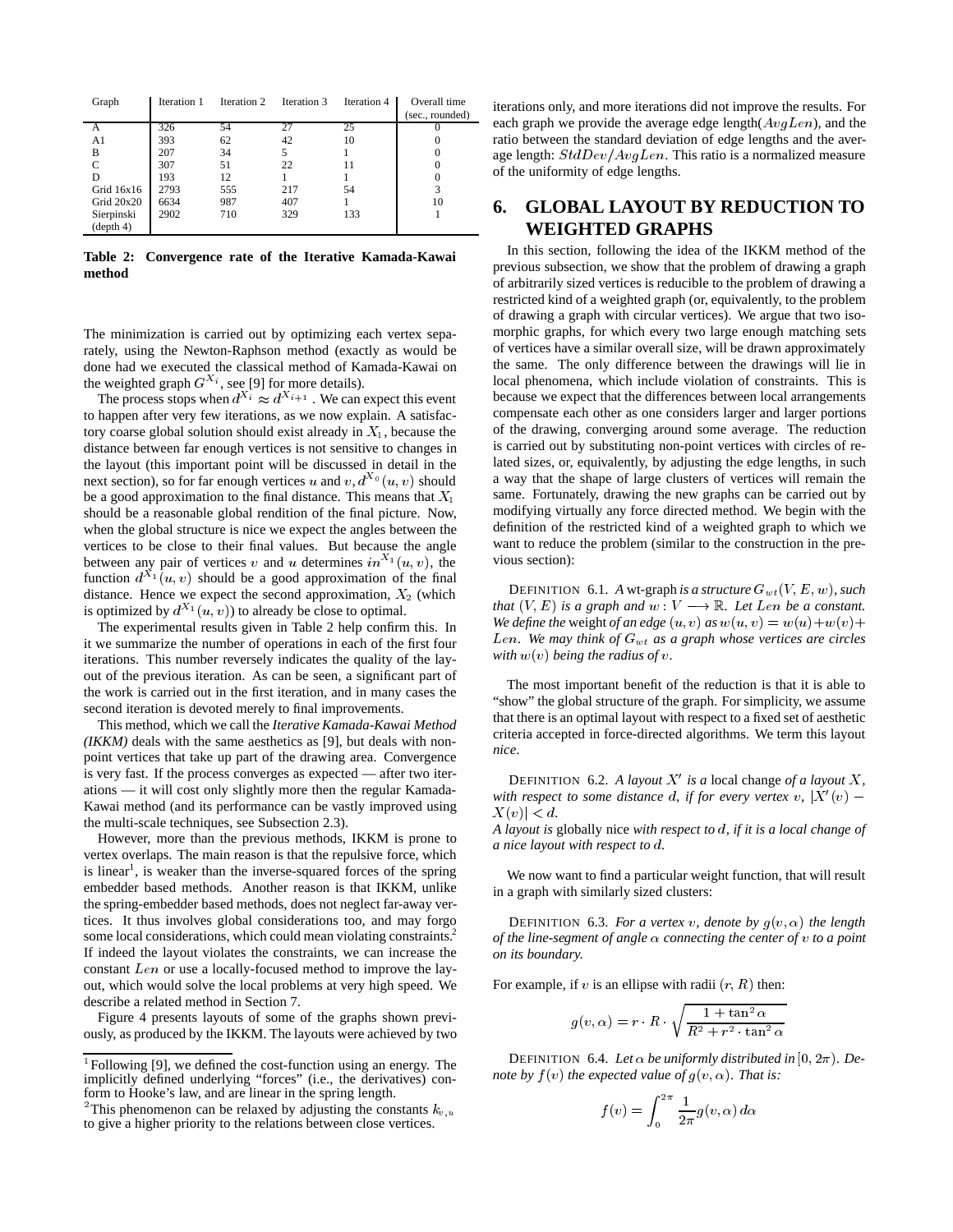| Graph | Iteration 1 | Iteration 2 | Iteration 3 | Iteration 4 | Overall time (sec., rounded) |
|---|---|---|---|---|---|
| A | 326 | 54 | 27 | 25 | 0 |
| A1 | 393 | 62 | 42 | 10 | 0 |
| B | 207 | 34 | 5 | 1 | 0 |
| C | 307 | 51 | 22 | 11 | 0 |
| D | 193 | 12 | 1 | 1 | 0 |
| Grid 16x16 | 2793 | 555 | 217 | 54 | 3 |
| Grid 20x20 | 6634 | 987 | 407 | 1 | 10 |
| Sierpinski (depth 4) | 2902 | 710 | 329 | 133 | 1 |

**Table 2: Convergence rate of the Iterative Kamada-Kawai method**

The minimization is carried out by optimizing each vertex separately, using the Newton-Raphson method (exactly as would be done had we executed the classical method of Kamada-Kawai on the weighted graph $G^{X_i}$, see [9] for more details).

The process stops when $d^{X_i} \approx d^{X_{i+1}}$. We can expect this event to happen after very few iterations, as we now explain. A satisfactory coarse global solution should exist already in $X_1$, because the distance between far enough vertices is not sensitive to changes in the layout (this important point will be discussed in detail in the next section), so for far enough vertices $u$ and $v$, $d^{X_0}(u,v)$ should be a good approximation to the final distance. This means that $X_1$ should be a reasonable global rendition of the final picture. Now, when the global structure is nice we expect the angles between the vertices to be close to their final values. But because the angle between any pair of vertices $v$ and $u$ determines $in^{X_1}(u,v)$, the function $d^{X_1}(u,v)$ should be a good approximation of the final distance. Hence we expect the second approximation, $X_2$ (which is optimized by $d^{X_1}(u,v)$) to already be close to optimal.

The experimental results given in Table 2 help confirm this. In it we summarize the number of operations in each of the first four iterations. This number reversely indicates the quality of the layout of the previous iteration. As can be seen, a significant part of the work is carried out in the first iteration, and in many cases the second iteration is devoted merely to final improvements.

This method, which we call the *Iterative Kamada-Kawai Method (IKKM)* deals with the same aesthetics as [9], but deals with non-point vertices that take up part of the drawing area. Convergence is very fast. If the process converges as expected — after two iterations — it will cost only slightly more then the regular Kamada-Kawai method (and its performance can be vastly improved using the multi-scale techniques, see Subsection 2.3).

However, more than the previous methods, IKKM is prone to vertex overlaps. The main reason is that the repulsive force, which is linear[1], is weaker than the inverse-squared forces of the spring embedder based methods. Another reason is that IKKM, unlike the spring-embedder based methods, does not neglect far-away vertices. It thus involves global considerations too, and may forgo some local considerations, which could mean violating constraints.[2] If indeed the layout violates the constraints, we can increase the constant $Len$ or use a locally-focused method to improve the layout, which would solve the local problems at very high speed. We describe a related method in Section 7.

Figure 4 presents layouts of some of the graphs shown previously, as produced by the IKKM. The layouts were achieved by two iterations only, and more iterations did not improve the results. For each graph we provide the average edge length($AvgLen$), and the ratio between the standard deviation of edge lengths and the average length: $StdDev/AvgLen$. This ratio is a normalized measure of the uniformity of edge lengths.

[1] Following [9], we defined the cost-function using an energy. The implicitly defined underlying "forces" (i.e., the derivatives) conform to Hooke's law, and are linear in the spring length.

[2] This phenomenon can be relaxed by adjusting the constants $k_{v,u}$ to give a higher priority to the relations between close vertices.

## 6. GLOBAL LAYOUT BY REDUCTION TO WEIGHTED GRAPHS

In this section, following the idea of the IKKM method of the previous subsection, we show that the problem of drawing a graph of arbitrarily sized vertices is reducible to the problem of drawing a restricted kind of a weighted graph (or, equivalently, to the problem of drawing a graph with circular vertices). We argue that two isomorphic graphs, for which every two large enough matching sets of vertices have a similar overall size, will be drawn approximately the same. The only difference between the drawings will lie in local phenomena, which include violation of constraints. This is because we expect that the differences between local arrangements compensate each other as one considers larger and larger portions of the drawing, converging around some average. The reduction is carried out by substituting non-point vertices with circles of related sizes, or, equivalently, by adjusting the edge lengths, in such a way that the shape of large clusters of vertices will remain the same. Fortunately, drawing the new graphs can be carried out by modifying virtually any force directed method. We begin with the definition of the restricted kind of a weighted graph to which we want to reduce the problem (similar to the construction in the previous section):

DEFINITION 6.1. *A* wt-graph *is a structure $G_{wt}(V,E,w)$, such that $(V,E)$ is a graph and $w : V \longrightarrow \mathbb{R}$. Let $Len$ be a constant. We define the* weight *of an edge $(u,v)$ as $w(u,v) = w(u)+w(v)+Len$. We may think of $G_{wt}$ as a graph whose vertices are circles with $w(v)$ being the radius of $v$.*

The most important benefit of the reduction is that it is able to "show" the global structure of the graph. For simplicity, we assume that there is an optimal layout with respect to a fixed set of aesthetic criteria accepted in force-directed algorithms. We term this layout *nice*.

DEFINITION 6.2. *A layout $X'$ is a* local change *of a layout $X$, with respect to some distance $d$, if for every vertex $v$, $|X'(v) - X(v)| < d$.*
*A layout is* globally nice *with respect to $d$, if it is a local change of a nice layout with respect to $d$.*

We now want to find a particular weight function, that will result in a graph with similarly sized clusters:

DEFINITION 6.3. *For a vertex $v$, denote by $g(v,\alpha)$ the length of the line-segment of angle $\alpha$ connecting the center of $v$ to a point on its boundary.*

For example, if $v$ is an ellipse with radii $(r,R)$ then:

$$g(v,\alpha) = r \cdot R \cdot \sqrt{\frac{1+\tan^2\alpha}{R^2 + r^2 \cdot \tan^2\alpha}}$$

DEFINITION 6.4. *Let $\alpha$ be uniformly distributed in $[0,2\pi)$. Denote by $f(v)$ the expected value of $g(v,\alpha)$. That is:*

$$f(v) = \int_0^{2\pi} \frac{1}{2\pi} g(v,\alpha)\, d\alpha$$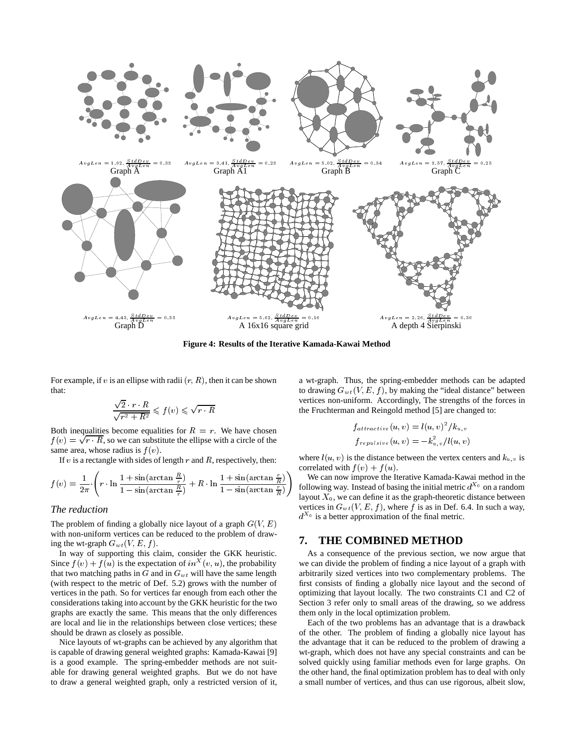$AvgLen = 1.92, \frac{StdDev}{AvgLen} = 0.33$
Graph A

$AvgLen = 3.41, \frac{StdDev}{AvgLen} = 0.23$
Graph A1

$AvgLen = 5.02, \frac{StdDev}{AvgLen} = 0.34$
Graph B

$AvgLen = 3.57, \frac{StdDev}{AvgLen} = 0.25$
Graph C

$AvgLen = 4.43, \frac{StdDev}{AvgLen} = 0.35$
Graph D

$AvgLen = 5.62, \frac{StdDev}{AvgLen} = 0.16$
A 16x16 square grid

$AvgLen = 2.26, \frac{StdDev}{AvgLen} = 0.36$
A depth 4 Sierpinski

**Figure 4: Results of the Iterative Kamada-Kawai Method**

For example, if $v$ is an ellipse with radii $(r, R)$, then it can be shown that:

$$\frac{\sqrt{2} \cdot r \cdot R}{\sqrt{r^2 + R^2}} \leqslant f(v) \leqslant \sqrt{r \cdot R}$$

Both inequalities become equalities for $R = r$. We have chosen $f(v) = \sqrt{r \cdot R}$, so we can substitute the ellipse with a circle of the same area, whose radius is $f(v)$.

If $v$ is a rectangle with sides of length $r$ and $R$, respectively, then:

$$f(v) = \frac{1}{2\pi} \cdot \left( r \cdot \ln \frac{1 + \sin(\arctan \frac{R}{r})}{1 - \sin(\arctan \frac{R}{r})} + R \cdot \ln \frac{1 + \sin(\arctan \frac{r}{R})}{1 - \sin(\arctan \frac{r}{R})} \right)$$

### *The reduction*

The problem of finding a globally nice layout of a graph $G(V, E)$ with non-uniform vertices can be reduced to the problem of drawing the wt-graph $G_{wt}(V, E, f)$.

In way of supporting this claim, consider the GKK heuristic. Since $f(v) + f(u)$ is the expectation of $in^X(v, u)$, the probability that two matching paths in $G$ and in $G_{wt}$ will have the same length (with respect to the metric of Def. 5.2) grows with the number of vertices in the path. So for vertices far enough from each other the considerations taking into account by the GKK heuristic for the two graphs are exactly the same. This means that the only differences are local and lie in the relationships between close vertices; these should be drawn as closely as possible.

Nice layouts of wt-graphs can be achieved by any algorithm that is capable of drawing general weighted graphs: Kamada-Kawai [9] is a good example. The spring-embedder methods are not suitable for drawing general weighted graphs. But we do not have to draw a general weighted graph, only a restricted version of it, a wt-graph. Thus, the spring-embedder methods can be adapted to drawing $G_{wt}(V, E, f)$, by making the "ideal distance" between vertices non-uniform. Accordingly, The strengths of the forces in the Fruchterman and Reingold method [5] are changed to:

$$f_{attractive}(u, v) = l(u, v)^2 / k_{u,v}$$
$$f_{repulsive}(u, v) = -k_{u,v}^2 / l(u, v)$$

where $l(u, v)$ is the distance between the vertex centers and $k_{u,v}$ is correlated with $f(v) + f(u)$.

We can now improve the Iterative Kamada-Kawai method in the following way. Instead of basing the initial metric $d^{X_0}$ on a random layout $X_0$, we can define it as the graph-theoretic distance between vertices in $G_{wt}(V, E, f)$, where $f$ is as in Def. 6.4. In such a way, $d^{X_0}$ is a better approximation of the final metric.

## 7. THE COMBINED METHOD

As a consequence of the previous section, we now argue that we can divide the problem of finding a nice layout of a graph with arbitrarily sized vertices into two complementary problems. The first consists of finding a globally nice layout and the second of optimizing that layout locally. The two constraints C1 and C2 of Section 3 refer only to small areas of the drawing, so we address them only in the local optimization problem.

Each of the two problems has an advantage that is a drawback of the other. The problem of finding a globally nice layout has the advantage that it can be reduced to the problem of drawing a wt-graph, which does not have any special constraints and can be solved quickly using familiar methods even for large graphs. On the other hand, the final optimization problem has to deal with only a small number of vertices, and thus can use rigorous, albeit slow,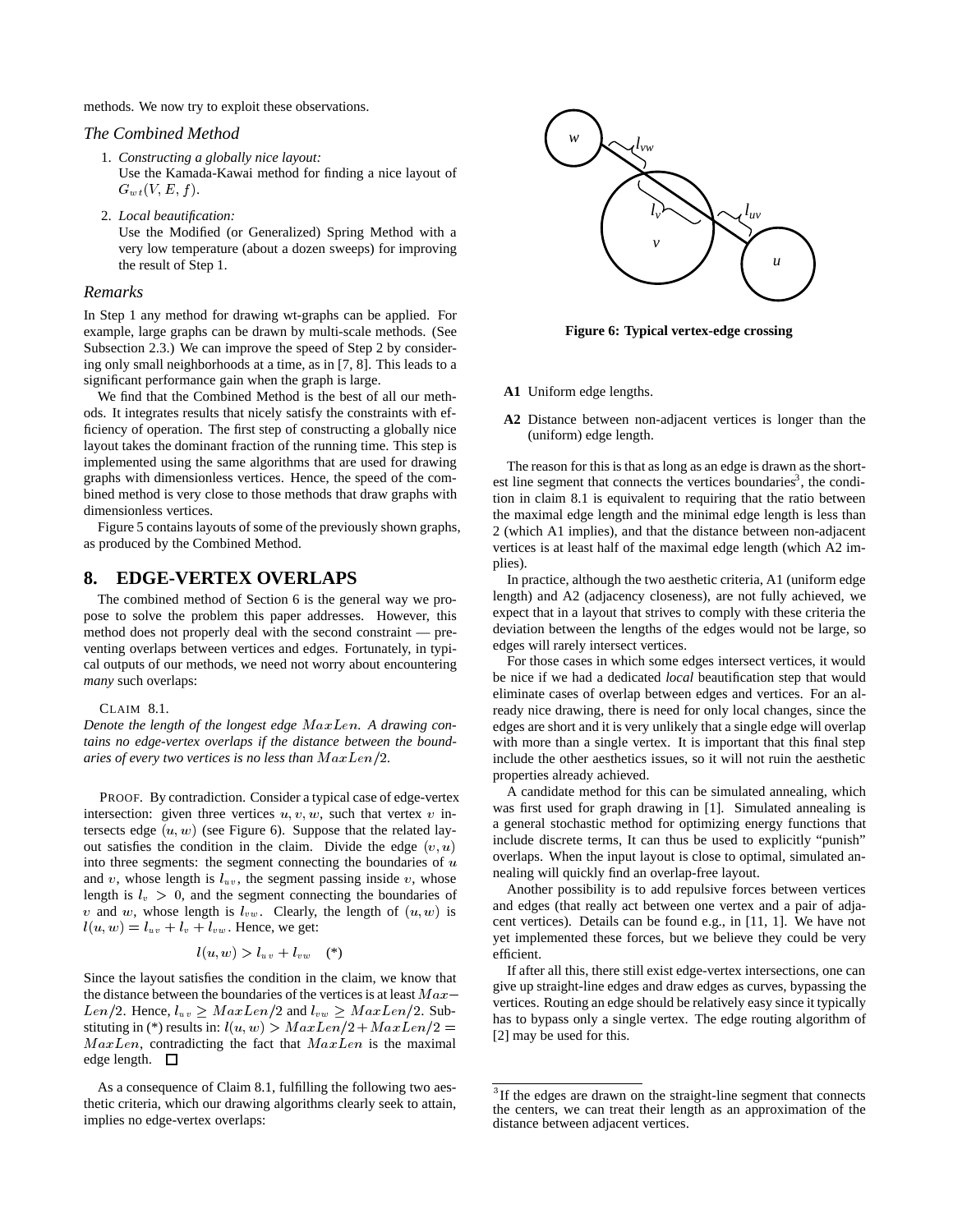methods. We now try to exploit these observations.

### *The Combined Method*

1. *Constructing a globally nice layout:*
   Use the Kamada-Kawai method for finding a nice layout of $G_{wt}(V, E, f)$.

2. *Local beautification:*
   Use the Modified (or Generalized) Spring Method with a very low temperature (about a dozen sweeps) for improving the result of Step 1.

### *Remarks*

In Step 1 any method for drawing wt-graphs can be applied. For example, large graphs can be drawn by multi-scale methods. (See Subsection 2.3.) We can improve the speed of Step 2 by considering only small neighborhoods at a time, as in [7, 8]. This leads to a significant performance gain when the graph is large.

We find that the Combined Method is the best of all our methods. It integrates results that nicely satisfy the constraints with efficiency of operation. The first step of constructing a globally nice layout takes the dominant fraction of the running time. This step is implemented using the same algorithms that are used for drawing graphs with dimensionless vertices. Hence, the speed of the combined method is very close to those methods that draw graphs with dimensionless vertices.

Figure 5 contains layouts of some of the previously shown graphs, as produced by the Combined Method.

## 8. EDGE-VERTEX OVERLAPS

The combined method of Section 6 is the general way we propose to solve the problem this paper addresses. However, this method does not properly deal with the second constraint — preventing overlaps between vertices and edges. Fortunately, in typical outputs of our methods, we need not worry about encountering *many* such overlaps:

CLAIM 8.1.
*Denote the length of the longest edge $MaxLen$. A drawing contains no edge-vertex overlaps if the distance between the boundaries of every two vertices is no less than $MaxLen/2$.*

PROOF. By contradiction. Consider a typical case of edge-vertex intersection: given three vertices $u, v, w$, such that vertex $v$ intersects edge $(u, w)$ (see Figure 6). Suppose that the related layout satisfies the condition in the claim. Divide the edge $(v, u)$ into three segments: the segment connecting the boundaries of $u$ and $v$, whose length is $l_{uv}$, the segment passing inside $v$, whose length is $l_v > 0$, and the segment connecting the boundaries of $v$ and $w$, whose length is $l_{vw}$. Clearly, the length of $(u, w)$ is $l(u, w) = l_{uv} + l_v + l_{vw}$. Hence, we get:

$$l(u, w) > l_{uv} + l_{vw} \quad (*)$$

Since the layout satisfies the condition in the claim, we know that the distance between the boundaries of the vertices is at least $MaxLen/2$. Hence, $l_{uv} \geq MaxLen/2$ and $l_{vw} \geq MaxLen/2$. Substituting in (\*) results in: $l(u, w) > MaxLen/2 + MaxLen/2 = MaxLen$, contradicting the fact that $MaxLen$ is the maximal edge length. □

As a consequence of Claim 8.1, fulfilling the following two aesthetic criteria, which our drawing algorithms clearly seek to attain, implies no edge-vertex overlaps:

**Figure 6: Typical vertex-edge crossing**

**A1** Uniform edge lengths.

**A2** Distance between non-adjacent vertices is longer than the (uniform) edge length.

The reason for this is that as long as an edge is drawn as the shortest line segment that connects the vertices boundaries[3], the condition in claim 8.1 is equivalent to requiring that the ratio between the maximal edge length and the minimal edge length is less than 2 (which A1 implies), and that the distance between non-adjacent vertices is at least half of the maximal edge length (which A2 implies).

In practice, although the two aesthetic criteria, A1 (uniform edge length) and A2 (adjacency closeness), are not fully achieved, we expect that in a layout that strives to comply with these criteria the deviation between the lengths of the edges would not be large, so edges will rarely intersect vertices.

For those cases in which some edges intersect vertices, it would be nice if we had a dedicated *local* beautification step that would eliminate cases of overlap between edges and vertices. For an already nice drawing, there is need for only local changes, since the edges are short and it is very unlikely that a single edge will overlap with more than a single vertex. It is important that this final step include the other aesthetics issues, so it will not ruin the aesthetic properties already achieved.

A candidate method for this can be simulated annealing, which was first used for graph drawing in [1]. Simulated annealing is a general stochastic method for optimizing energy functions that include discrete terms, It can thus be used to explicitly "punish" overlaps. When the input layout is close to optimal, simulated annealing will quickly find an overlap-free layout.

Another possibility is to add repulsive forces between vertices and edges (that really act between one vertex and a pair of adjacent vertices). Details can be found e.g., in [11, 1]. We have not yet implemented these forces, but we believe they could be very efficient.

If after all this, there still exist edge-vertex intersections, one can give up straight-line edges and draw edges as curves, bypassing the vertices. Routing an edge should be relatively easy since it typically has to bypass only a single vertex. The edge routing algorithm of [2] may be used for this.

[3] If the edges are drawn on the straight-line segment that connects the centers, we can treat their length as an approximation of the distance between adjacent vertices.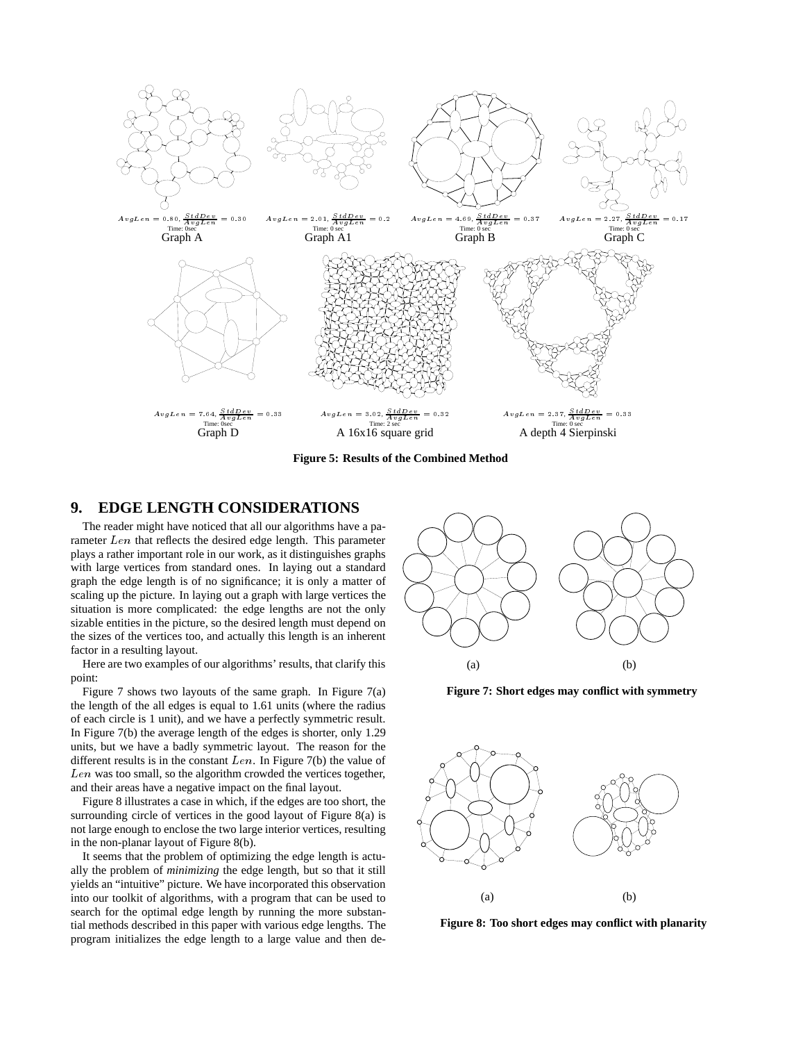$AvgLen = 0.80, \frac{StdDev}{AvgLen} = 0.30$
Time: 0sec
Graph A

$AvgLen = 2.01, \frac{StdDev}{AvgLen} = 0.2$
Time: 0 sec
Graph A1

$AvgLen = 4.69, \frac{StdDev}{AvgLen} = 0.37$
Time: 0 sec
Graph B

$AvgLen = 2.27, \frac{StdDev}{AvgLen} = 0.17$
Time: 0 sec
Graph C

$AvgLen = 7.64, \frac{StdDev}{AvgLen} = 0.33$
Time: 0sec
Graph D

$AvgLen = 3.02, \frac{StdDev}{AvgLen} = 0.32$
Time: 2 sec
A 16x16 square grid

$AvgLen = 2.37, \frac{StdDev}{AvgLen} = 0.33$
Time: 0 sec
A depth 4 Sierpinski

**Figure 5: Results of the Combined Method**

## 9. EDGE LENGTH CONSIDERATIONS

The reader might have noticed that all our algorithms have a parameter $Len$ that reflects the desired edge length. This parameter plays a rather important role in our work, as it distinguishes graphs with large vertices from standard ones. In laying out a standard graph the edge length is of no significance; it is only a matter of scaling up the picture. In laying out a graph with large vertices the situation is more complicated: the edge lengths are not the only sizable entities in the picture, so the desired length must depend on the sizes of the vertices too, and actually this length is an inherent factor in a resulting layout.

Here are two examples of our algorithms' results, that clarify this point:

Figure 7 shows two layouts of the same graph. In Figure 7(a) the length of the all edges is equal to 1.61 units (where the radius of each circle is 1 unit), and we have a perfectly symmetric result. In Figure 7(b) the average length of the edges is shorter, only 1.29 units, but we have a badly symmetric layout. The reason for the different results is in the constant $Len$. In Figure 7(b) the value of $Len$ was too small, so the algorithm crowded the vertices together, and their areas have a negative impact on the final layout.

Figure 8 illustrates a case in which, if the edges are too short, the surrounding circle of vertices in the good layout of Figure 8(a) is not large enough to enclose the two large interior vertices, resulting in the non-planar layout of Figure 8(b).

It seems that the problem of optimizing the edge length is actually the problem of *minimizing* the edge length, but so that it still yields an "intuitive" picture. We have incorporated this observation into our toolkit of algorithms, with a program that can be used to search for the optimal edge length by running the more substantial methods described in this paper with various edge lengths. The program initializes the edge length to a large value and then de-

(a) (b)

**Figure 7: Short edges may conflict with symmetry**

(a) (b)

**Figure 8: Too short edges may conflict with planarity**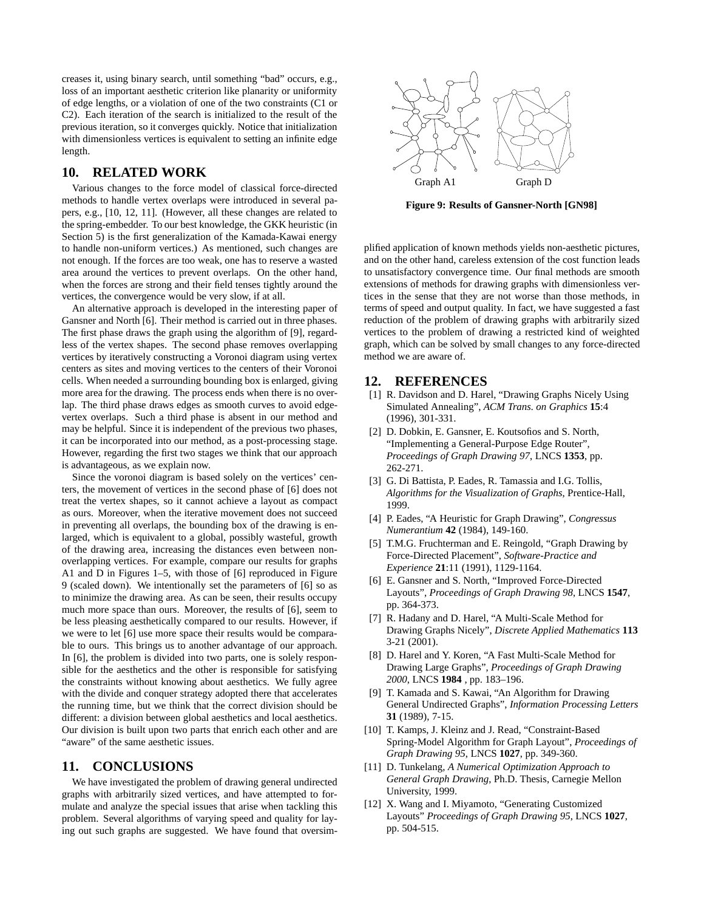creases it, using binary search, until something "bad" occurs, e.g., loss of an important aesthetic criterion like planarity or uniformity of edge lengths, or a violation of one of the two constraints (C1 or C2). Each iteration of the search is initialized to the result of the previous iteration, so it converges quickly. Notice that initialization with dimensionless vertices is equivalent to setting an infinite edge length.

## 10. RELATED WORK

Various changes to the force model of classical force-directed methods to handle vertex overlaps were introduced in several papers, e.g., [10, 12, 11]. (However, all these changes are related to the spring-embedder. To our best knowledge, the GKK heuristic (in Section 5) is the first generalization of the Kamada-Kawai energy to handle non-uniform vertices.) As mentioned, such changes are not enough. If the forces are too weak, one has to reserve a wasted area around the vertices to prevent overlaps. On the other hand, when the forces are strong and their field tenses tightly around the vertices, the convergence would be very slow, if at all.

An alternative approach is developed in the interesting paper of Gansner and North [6]. Their method is carried out in three phases. The first phase draws the graph using the algorithm of [9], regardless of the vertex shapes. The second phase removes overlapping vertices by iteratively constructing a Voronoi diagram using vertex centers as sites and moving vertices to the centers of their Voronoi cells. When needed a surrounding bounding box is enlarged, giving more area for the drawing. The process ends when there is no overlap. The third phase draws edges as smooth curves to avoid edge-vertex overlaps. Such a third phase is absent in our method and may be helpful. Since it is independent of the previous two phases, it can be incorporated into our method, as a post-processing stage. However, regarding the first two stages we think that our approach is advantageous, as we explain now.

Since the voronoi diagram is based solely on the vertices' centers, the movement of vertices in the second phase of [6] does not treat the vertex shapes, so it cannot achieve a layout as compact as ours. Moreover, when the iterative movement does not succeed in preventing all overlaps, the bounding box of the drawing is enlarged, which is equivalent to a global, possibly wasteful, growth of the drawing area, increasing the distances even between non-overlapping vertices. For example, compare our results for graphs A1 and D in Figures 1–5, with those of [6] reproduced in Figure 9 (scaled down). We intentionally set the parameters of [6] so as to minimize the drawing area. As can be seen, their results occupy much more space than ours. Moreover, the results of [6], seem to be less pleasing aesthetically compared to our results. However, if we were to let [6] use more space their results would be comparable to ours. This brings us to another advantage of our approach. In [6], the problem is divided into two parts, one is solely responsible for the aesthetics and the other is responsible for satisfying the constraints without knowing about aesthetics. We fully agree with the divide and conquer strategy adopted there that accelerates the running time, but we think that the correct division should be different: a division between global aesthetics and local aesthetics. Our division is built upon two parts that enrich each other and are "aware" of the same aesthetic issues.

## 11. CONCLUSIONS

We have investigated the problem of drawing general undirected graphs with arbitrarily sized vertices, and have attempted to formulate and analyze the special issues that arise when tackling this problem. Several algorithms of varying speed and quality for laying out such graphs are suggested. We have found that oversimplified application of known methods yields non-aesthetic pictures, and on the other hand, careless extension of the cost function leads to unsatisfactory convergence time. Our final methods are smooth extensions of methods for drawing graphs with dimensionless vertices in the sense that they are not worse than those methods, in terms of speed and output quality. In fact, we have suggested a fast reduction of the problem of drawing graphs with arbitrarily sized vertices to the problem of drawing a restricted kind of weighted graph, which can be solved by small changes to any force-directed method we are aware of.

Graph A1

Graph D

**Figure 9: Results of Gansner-North [GN98]**

## 12. REFERENCES

[1] R. Davidson and D. Harel, "Drawing Graphs Nicely Using Simulated Annealing", *ACM Trans. on Graphics* **15**:4 (1996), 301-331.

[2] D. Dobkin, E. Gansner, E. Koutsofios and S. North, "Implementing a General-Purpose Edge Router", *Proceedings of Graph Drawing 97*, LNCS **1353**, pp. 262-271.

[3] G. Di Battista, P. Eades, R. Tamassia and I.G. Tollis, *Algorithms for the Visualization of Graphs*, Prentice-Hall, 1999.

[4] P. Eades, "A Heuristic for Graph Drawing", *Congressus Numerantium* **42** (1984), 149-160.

[5] T.M.G. Fruchterman and E. Reingold, "Graph Drawing by Force-Directed Placement", *Software-Practice and Experience* **21**:11 (1991), 1129-1164.

[6] E. Gansner and S. North, "Improved Force-Directed Layouts", *Proceedings of Graph Drawing 98*, LNCS **1547**, pp. 364-373.

[7] R. Hadany and D. Harel, "A Multi-Scale Method for Drawing Graphs Nicely", *Discrete Applied Mathematics* **113** 3-21 (2001).

[8] D. Harel and Y. Koren, "A Fast Multi-Scale Method for Drawing Large Graphs", *Proceedings of Graph Drawing 2000*, LNCS **1984** , pp. 183–196.

[9] T. Kamada and S. Kawai, "An Algorithm for Drawing General Undirected Graphs", *Information Processing Letters* **31** (1989), 7-15.

[10] T. Kamps, J. Kleinz and J. Read, "Constraint-Based Spring-Model Algorithm for Graph Layout", *Proceedings of Graph Drawing 95*, LNCS **1027**, pp. 349-360.

[11] D. Tunkelang, *A Numerical Optimization Approach to General Graph Drawing*, Ph.D. Thesis, Carnegie Mellon University, 1999.

[12] X. Wang and I. Miyamoto, "Generating Customized Layouts" *Proceedings of Graph Drawing 95*, LNCS **1027**, pp. 504-515.